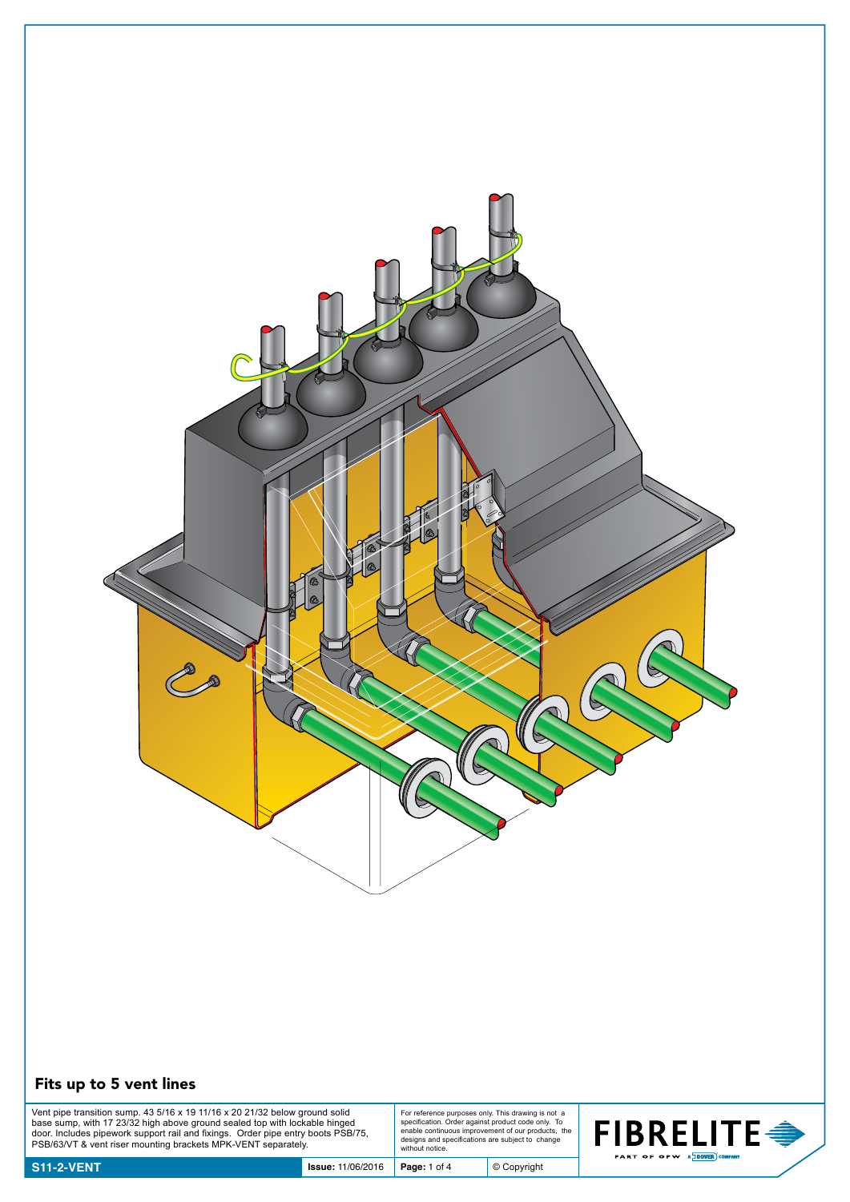## Fits up to 5 vent lines

Vent pipe transition sump. 43 5/16 x 19 11/16 x 20 21/32 below ground solid base sump, with 17 23/32 high above ground sealed top with lockable hinged door. Includes pipework support rail and fixings. Order pipe entry boots PSB/75, PSB/63/VT & vent riser mounting brackets MPK-VENT separately.

For reference purposes only. This drawing is not a specification. Order against product code only. To enable continuous improvement of our products, the designs and specifications are subject to change without notice.

FIBRELITE — PART OF OPW, A DOVER COMPANY

**S11-2-VENT** | **Issue:** 11/06/2016 | © Copyright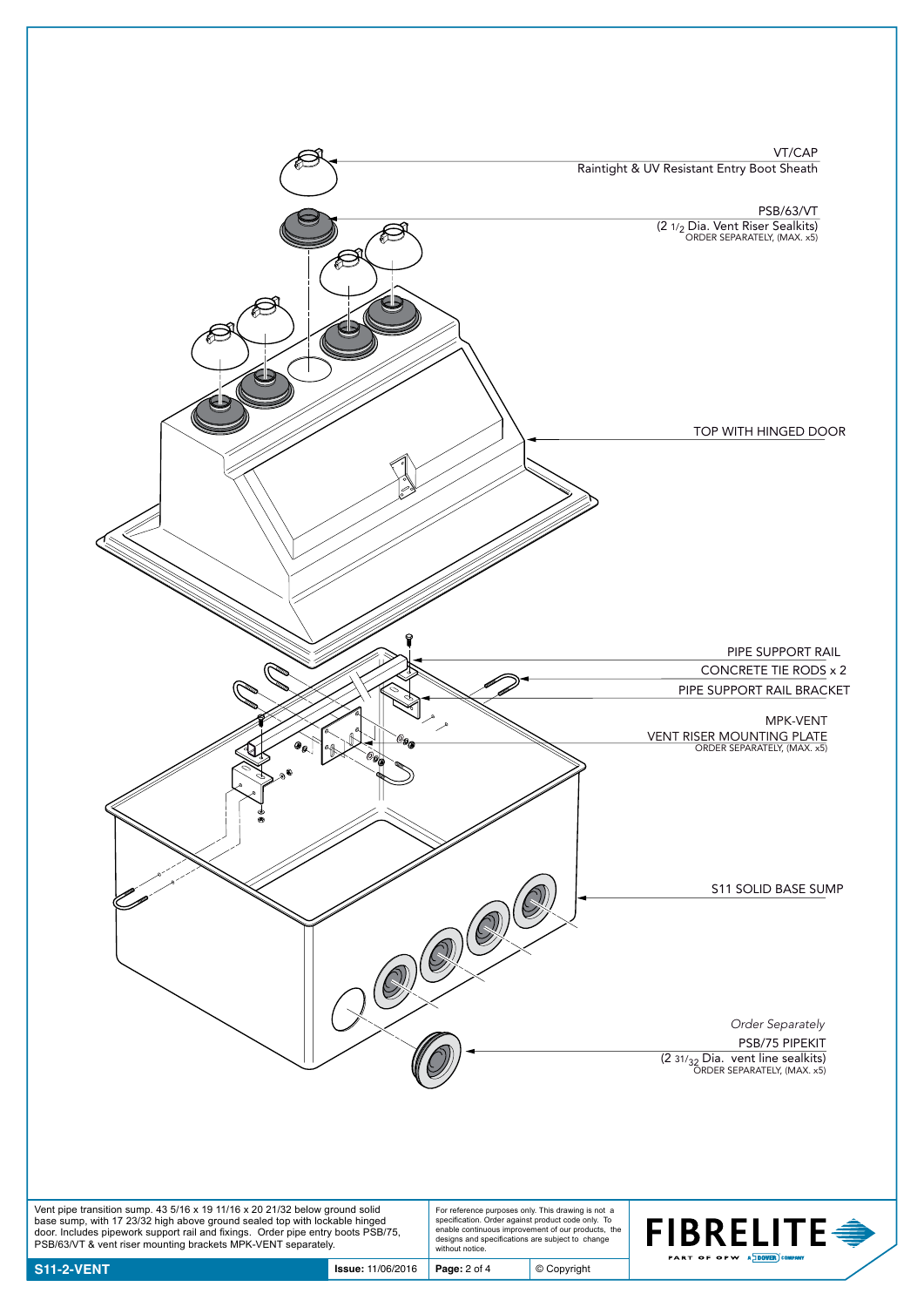VT/CAP
Raintight & UV Resistant Entry Boot Sheath

PSB/63/VT
(2 1/2 Dia. Vent Riser Sealkits)
ORDER SEPARATELY, (MAX. x5)

TOP WITH HINGED DOOR

PIPE SUPPORT RAIL

CONCRETE TIE RODS x 2

PIPE SUPPORT RAIL BRACKET

MPK-VENT
VENT RISER MOUNTING PLATE
ORDER SEPARATELY, (MAX. x5)

S11 SOLID BASE SUMP

*Order Separately*

PSB/75 PIPEKIT
(2 31/32 Dia. vent line sealkits)
ORDER SEPARATELY, (MAX. x5)

Vent pipe transition sump. 43 5/16 x 19 11/16 x 20 21/32 below ground solid base sump, with 17 23/32 high above ground sealed top with lockable hinged door. Includes pipework support rail and fixings. Order pipe entry boots PSB/75, PSB/63/VT & vent riser mounting brackets MPK-VENT separately.

For reference purposes only. This drawing is not a specification. Order against product code only. To enable continuous improvement of our products, the designs and specifications are subject to change without notice.

**FIBRELITE** PART OF OPW A DOVER COMPANY

**S11-2-VENT** | **Issue:** 11/06/2016 | © Copyright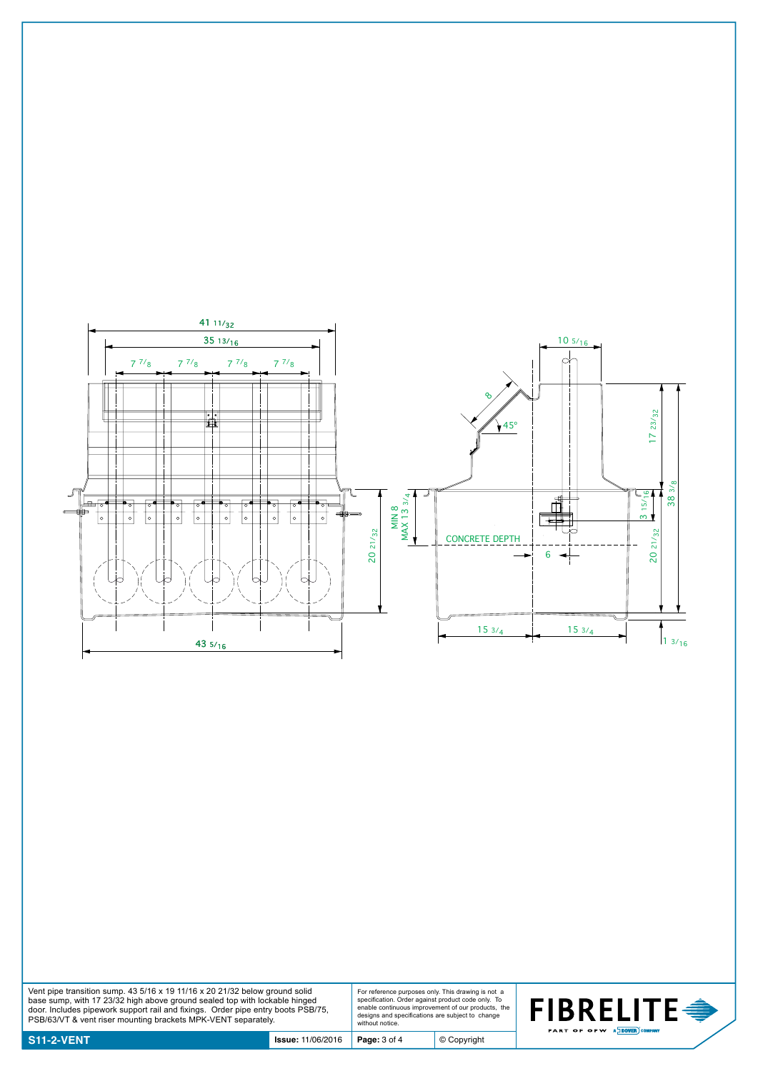41 11/32

35 13/16

7 7/8 | 7 7/8 | 7 7/8 | 7 7/8

MIN 8
MAX 13 3/4

20 21/32

43 5/16

10 5/16

8

45°

CONCRETE DEPTH

6

17 23/32

3 15/16

38 3/8

20 21/32

15 3/4 | 15 3/4

1 3/16

Vent pipe transition sump. 43 5/16 x 19 11/16 x 20 21/32 below ground solid base sump, with 17 23/32 high above ground sealed top with lockable hinged door. Includes pipework support rail and fixings. Order pipe entry boots PSB/75, PSB/63/VT & vent riser mounting brackets MPK-VENT separately.

For reference purposes only. This drawing is not a specification. Order against product code only. To enable continuous improvement of our products, the designs and specifications are subject to change without notice.

**FIBRELITE** PART OF OPW A DOVER COMPANY

| **S11-2-VENT** | **Issue:** 11/06/2016 | **Page:** 3 of 4 | © Copyright |
| --- | --- | --- | --- |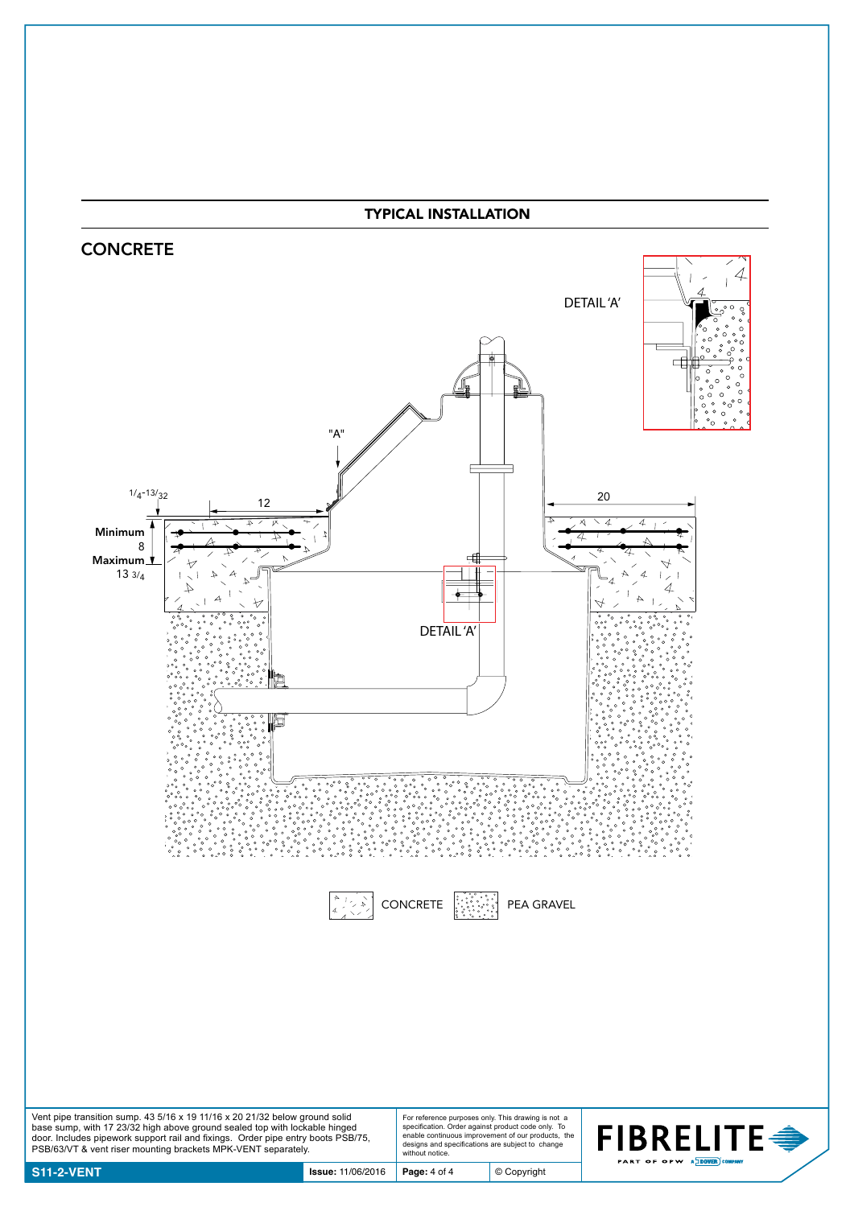## TYPICAL INSTALLATION

## CONCRETE

DETAIL 'A'

"A"

1/4-13/32

12

20

Minimum
8
Maximum
13 3/4

DETAIL 'A'

CONCRETE

PEA GRAVEL

Vent pipe transition sump. 43 5/16 x 19 11/16 x 20 21/32 below ground solid base sump, with 17 23/32 high above ground sealed top with lockable hinged door. Includes pipework support rail and fixings. Order pipe entry boots PSB/75, PSB/63/VT & vent riser mounting brackets MPK-VENT separately.

For reference purposes only. This drawing is not a specification. Order against product code only. To enable continuous improvement of our products, the designs and specifications are subject to change without notice.

FIBRELITE — PART OF OPW — A DOVER COMPANY

| S11-2-VENT | **Issue:** 11/06/2016 | **Page:** 4 of 4 | © Copyright |
| --- | --- | --- | --- |